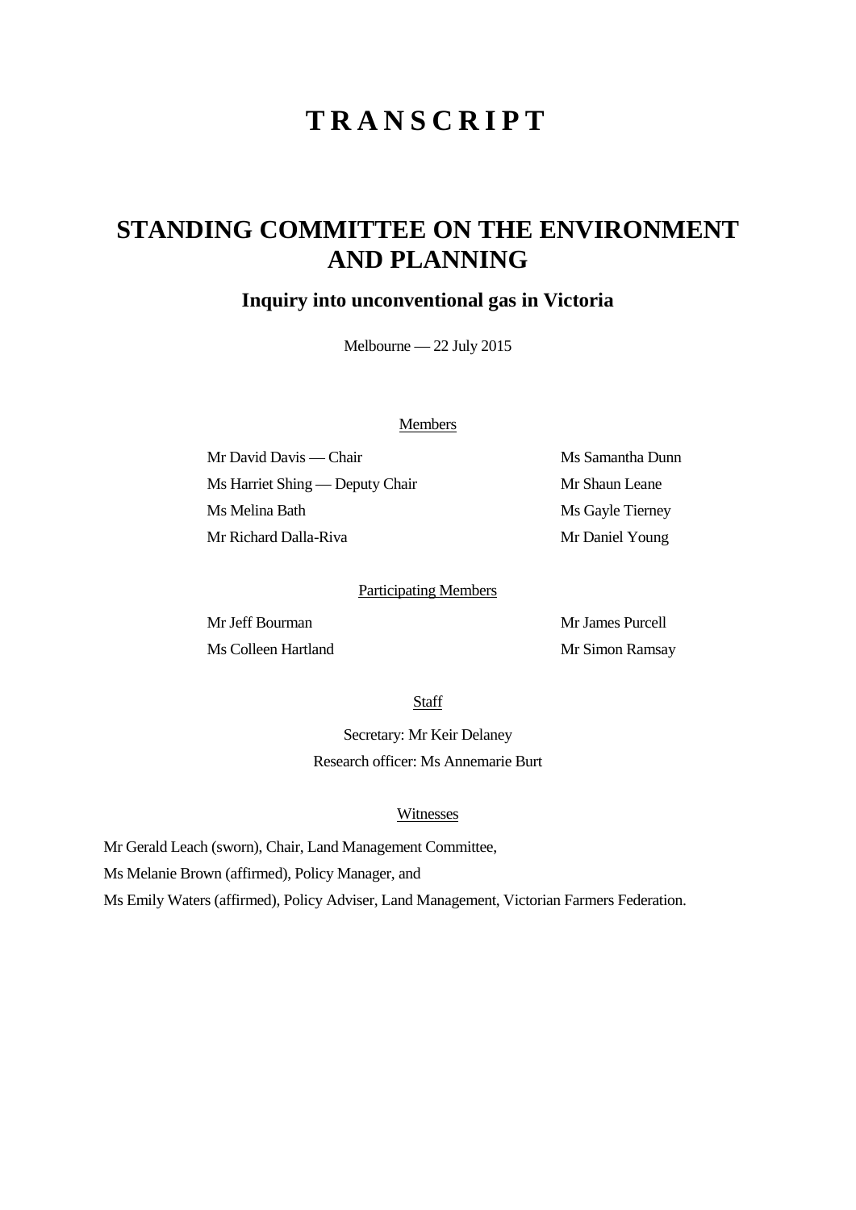# TRANSCRIPT

## STANDING COMMITTEE ON THE ENVIRONMENT AND PLANNING

### Inquiry into unconventional gas in Victoria

Melbourne — 22 July 2015

Members

Mr David Davis — Chair

Ms Harriet Shing — Deputy Chair

Ms Melina Bath

Mr Richard Dalla-Riva

Ms Samantha Dunn

Mr Shaun Leane

Ms Gayle Tierney

Mr Daniel Young

Participating Members

Mr Jeff Bourman

Ms Colleen Hartland

Mr James Purcell

Mr Simon Ramsay

Staff

Secretary: Mr Keir Delaney

Research officer: Ms Annemarie Burt

Witnesses

Mr Gerald Leach (sworn), Chair, Land Management Committee,

Ms Melanie Brown (affirmed), Policy Manager, and

Ms Emily Waters (affirmed), Policy Adviser, Land Management, Victorian Farmers Federation.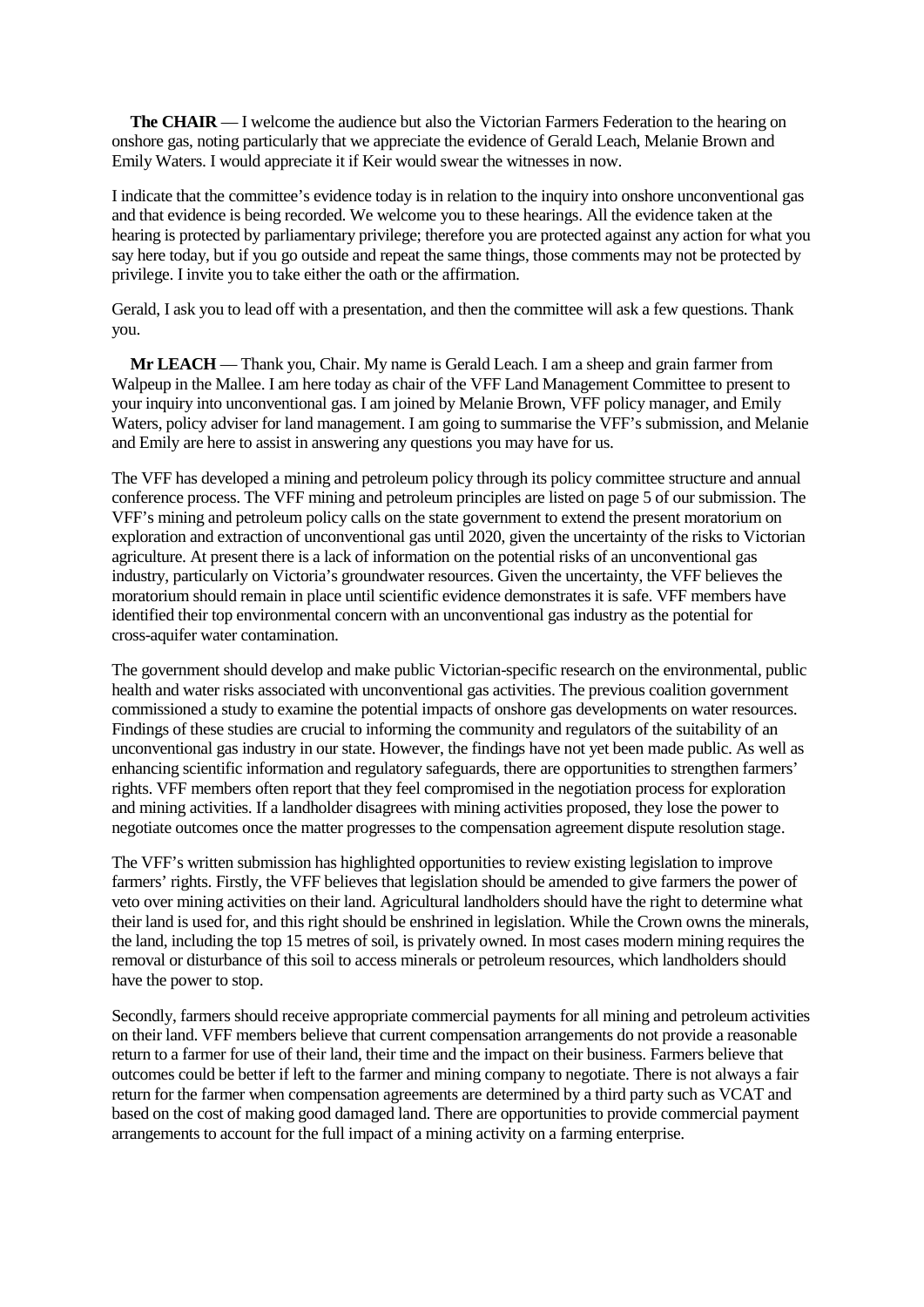**The CHAIR** — I welcome the audience but also the Victorian Farmers Federation to the hearing on onshore gas, noting particularly that we appreciate the evidence of Gerald Leach, Melanie Brown and Emily Waters. I would appreciate it if Keir would swear the witnesses in now.

I indicate that the committee's evidence today is in relation to the inquiry into onshore unconventional gas and that evidence is being recorded. We welcome you to these hearings. All the evidence taken at the hearing is protected by parliamentary privilege; therefore you are protected against any action for what you say here today, but if you go outside and repeat the same things, those comments may not be protected by privilege. I invite you to take either the oath or the affirmation.

Gerald, I ask you to lead off with a presentation, and then the committee will ask a few questions. Thank you.

**Mr LEACH** — Thank you, Chair. My name is Gerald Leach. I am a sheep and grain farmer from Walpeup in the Mallee. I am here today as chair of the VFF Land Management Committee to present to your inquiry into unconventional gas. I am joined by Melanie Brown, VFF policy manager, and Emily Waters, policy adviser for land management. I am going to summarise the VFF's submission, and Melanie and Emily are here to assist in answering any questions you may have for us.

The VFF has developed a mining and petroleum policy through its policy committee structure and annual conference process. The VFF mining and petroleum principles are listed on page 5 of our submission. The VFF's mining and petroleum policy calls on the state government to extend the present moratorium on exploration and extraction of unconventional gas until 2020, given the uncertainty of the risks to Victorian agriculture. At present there is a lack of information on the potential risks of an unconventional gas industry, particularly on Victoria's groundwater resources. Given the uncertainty, the VFF believes the moratorium should remain in place until scientific evidence demonstrates it is safe. VFF members have identified their top environmental concern with an unconventional gas industry as the potential for cross-aquifer water contamination.

The government should develop and make public Victorian-specific research on the environmental, public health and water risks associated with unconventional gas activities. The previous coalition government commissioned a study to examine the potential impacts of onshore gas developments on water resources. Findings of these studies are crucial to informing the community and regulators of the suitability of an unconventional gas industry in our state. However, the findings have not yet been made public. As well as enhancing scientific information and regulatory safeguards, there are opportunities to strengthen farmers' rights. VFF members often report that they feel compromised in the negotiation process for exploration and mining activities. If a landholder disagrees with mining activities proposed, they lose the power to negotiate outcomes once the matter progresses to the compensation agreement dispute resolution stage.

The VFF's written submission has highlighted opportunities to review existing legislation to improve farmers' rights. Firstly, the VFF believes that legislation should be amended to give farmers the power of veto over mining activities on their land. Agricultural landholders should have the right to determine what their land is used for, and this right should be enshrined in legislation. While the Crown owns the minerals, the land, including the top 15 metres of soil, is privately owned. In most cases modern mining requires the removal or disturbance of this soil to access minerals or petroleum resources, which landholders should have the power to stop.

Secondly, farmers should receive appropriate commercial payments for all mining and petroleum activities on their land. VFF members believe that current compensation arrangements do not provide a reasonable return to a farmer for use of their land, their time and the impact on their business. Farmers believe that outcomes could be better if left to the farmer and mining company to negotiate. There is not always a fair return for the farmer when compensation agreements are determined by a third party such as VCAT and based on the cost of making good damaged land. There are opportunities to provide commercial payment arrangements to account for the full impact of a mining activity on a farming enterprise.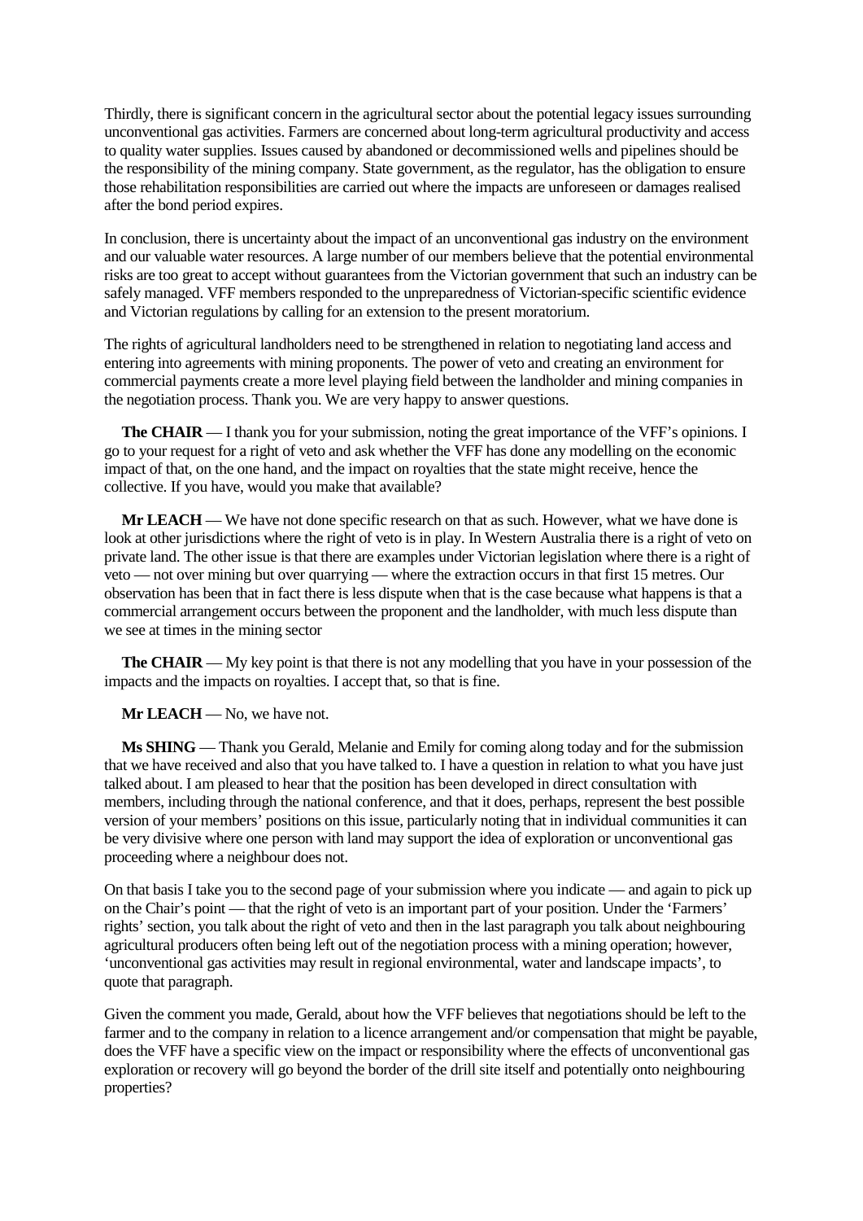Thirdly, there is significant concern in the agricultural sector about the potential legacy issues surrounding unconventional gas activities. Farmers are concerned about long-term agricultural productivity and access to quality water supplies. Issues caused by abandoned or decommissioned wells and pipelines should be the responsibility of the mining company. State government, as the regulator, has the obligation to ensure those rehabilitation responsibilities are carried out where the impacts are unforeseen or damages realised after the bond period expires.

In conclusion, there is uncertainty about the impact of an unconventional gas industry on the environment and our valuable water resources. A large number of our members believe that the potential environmental risks are too great to accept without guarantees from the Victorian government that such an industry can be safely managed. VFF members responded to the unpreparedness of Victorian-specific scientific evidence and Victorian regulations by calling for an extension to the present moratorium.

The rights of agricultural landholders need to be strengthened in relation to negotiating land access and entering into agreements with mining proponents. The power of veto and creating an environment for commercial payments create a more level playing field between the landholder and mining companies in the negotiation process. Thank you. We are very happy to answer questions.

**The CHAIR** — I thank you for your submission, noting the great importance of the VFF's opinions. I go to your request for a right of veto and ask whether the VFF has done any modelling on the economic impact of that, on the one hand, and the impact on royalties that the state might receive, hence the collective. If you have, would you make that available?

**Mr LEACH** — We have not done specific research on that as such. However, what we have done is look at other jurisdictions where the right of veto is in play. In Western Australia there is a right of veto on private land. The other issue is that there are examples under Victorian legislation where there is a right of veto — not over mining but over quarrying — where the extraction occurs in that first 15 metres. Our observation has been that in fact there is less dispute when that is the case because what happens is that a commercial arrangement occurs between the proponent and the landholder, with much less dispute than we see at times in the mining sector

**The CHAIR** — My key point is that there is not any modelling that you have in your possession of the impacts and the impacts on royalties. I accept that, so that is fine.

**Mr LEACH** — No, we have not.

**Ms SHING** — Thank you Gerald, Melanie and Emily for coming along today and for the submission that we have received and also that you have talked to. I have a question in relation to what you have just talked about. I am pleased to hear that the position has been developed in direct consultation with members, including through the national conference, and that it does, perhaps, represent the best possible version of your members' positions on this issue, particularly noting that in individual communities it can be very divisive where one person with land may support the idea of exploration or unconventional gas proceeding where a neighbour does not.

On that basis I take you to the second page of your submission where you indicate — and again to pick up on the Chair's point — that the right of veto is an important part of your position. Under the 'Farmers' rights' section, you talk about the right of veto and then in the last paragraph you talk about neighbouring agricultural producers often being left out of the negotiation process with a mining operation; however, 'unconventional gas activities may result in regional environmental, water and landscape impacts', to quote that paragraph.

Given the comment you made, Gerald, about how the VFF believes that negotiations should be left to the farmer and to the company in relation to a licence arrangement and/or compensation that might be payable, does the VFF have a specific view on the impact or responsibility where the effects of unconventional gas exploration or recovery will go beyond the border of the drill site itself and potentially onto neighbouring properties?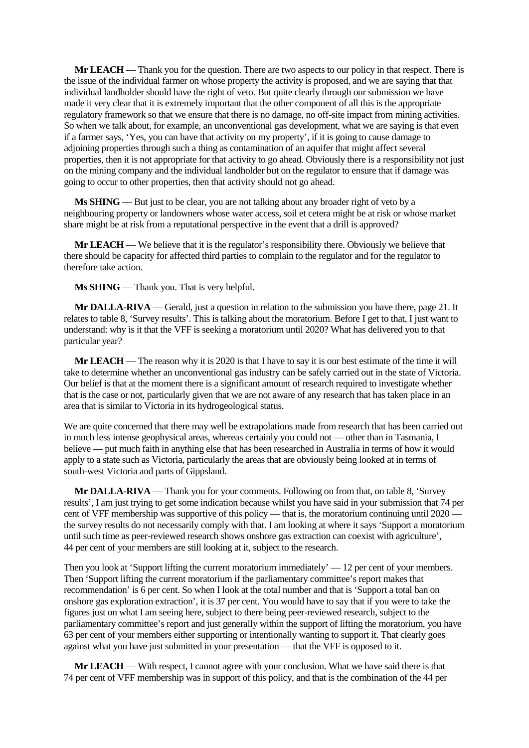**Mr LEACH** — Thank you for the question. There are two aspects to our policy in that respect. There is the issue of the individual farmer on whose property the activity is proposed, and we are saying that that individual landholder should have the right of veto. But quite clearly through our submission we have made it very clear that it is extremely important that the other component of all this is the appropriate regulatory framework so that we ensure that there is no damage, no off-site impact from mining activities. So when we talk about, for example, an unconventional gas development, what we are saying is that even if a farmer says, 'Yes, you can have that activity on my property', if it is going to cause damage to adjoining properties through such a thing as contamination of an aquifer that might affect several properties, then it is not appropriate for that activity to go ahead. Obviously there is a responsibility not just on the mining company and the individual landholder but on the regulator to ensure that if damage was going to occur to other properties, then that activity should not go ahead.

**Ms SHING** — But just to be clear, you are not talking about any broader right of veto by a neighbouring property or landowners whose water access, soil et cetera might be at risk or whose market share might be at risk from a reputational perspective in the event that a drill is approved?

**Mr LEACH** — We believe that it is the regulator's responsibility there. Obviously we believe that there should be capacity for affected third parties to complain to the regulator and for the regulator to therefore take action.

**Ms SHING** — Thank you. That is very helpful.

**Mr DALLA-RIVA** — Gerald, just a question in relation to the submission you have there, page 21. It relates to table 8, 'Survey results'. This is talking about the moratorium. Before I get to that, I just want to understand: why is it that the VFF is seeking a moratorium until 2020? What has delivered you to that particular year?

**Mr LEACH** — The reason why it is 2020 is that I have to say it is our best estimate of the time it will take to determine whether an unconventional gas industry can be safely carried out in the state of Victoria. Our belief is that at the moment there is a significant amount of research required to investigate whether that is the case or not, particularly given that we are not aware of any research that has taken place in an area that is similar to Victoria in its hydrogeological status.

We are quite concerned that there may well be extrapolations made from research that has been carried out in much less intense geophysical areas, whereas certainly you could not — other than in Tasmania, I believe — put much faith in anything else that has been researched in Australia in terms of how it would apply to a state such as Victoria, particularly the areas that are obviously being looked at in terms of south-west Victoria and parts of Gippsland.

**Mr DALLA-RIVA** — Thank you for your comments. Following on from that, on table 8, 'Survey results', I am just trying to get some indication because whilst you have said in your submission that 74 per cent of VFF membership was supportive of this policy — that is, the moratorium continuing until 2020 — the survey results do not necessarily comply with that. I am looking at where it says 'Support a moratorium until such time as peer-reviewed research shows onshore gas extraction can coexist with agriculture', 44 per cent of your members are still looking at it, subject to the research.

Then you look at 'Support lifting the current moratorium immediately' — 12 per cent of your members. Then 'Support lifting the current moratorium if the parliamentary committee's report makes that recommendation' is 6 per cent. So when I look at the total number and that is 'Support a total ban on onshore gas exploration extraction', it is 37 per cent. You would have to say that if you were to take the figures just on what I am seeing here, subject to there being peer-reviewed research, subject to the parliamentary committee's report and just generally within the support of lifting the moratorium, you have 63 per cent of your members either supporting or intentionally wanting to support it. That clearly goes against what you have just submitted in your presentation — that the VFF is opposed to it.

**Mr LEACH** — With respect, I cannot agree with your conclusion. What we have said there is that 74 per cent of VFF membership was in support of this policy, and that is the combination of the 44 per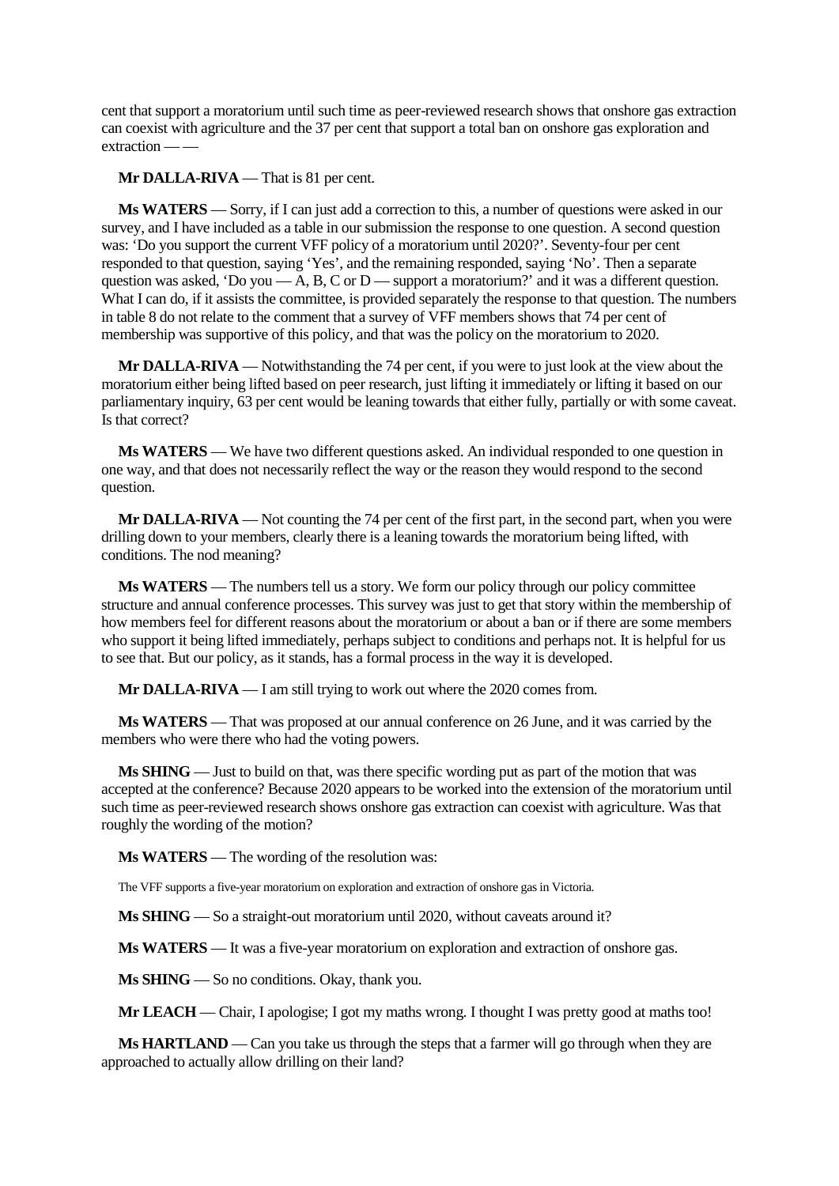cent that support a moratorium until such time as peer-reviewed research shows that onshore gas extraction can coexist with agriculture and the 37 per cent that support a total ban on onshore gas exploration and extraction — —

**Mr DALLA-RIVA** — That is 81 per cent.

**Ms WATERS** — Sorry, if I can just add a correction to this, a number of questions were asked in our survey, and I have included as a table in our submission the response to one question. A second question was: 'Do you support the current VFF policy of a moratorium until 2020?'. Seventy-four per cent responded to that question, saying 'Yes', and the remaining responded, saying 'No'. Then a separate question was asked, 'Do you — A, B, C or D — support a moratorium?' and it was a different question. What I can do, if it assists the committee, is provided separately the response to that question. The numbers in table 8 do not relate to the comment that a survey of VFF members shows that 74 per cent of membership was supportive of this policy, and that was the policy on the moratorium to 2020.

**Mr DALLA-RIVA** — Notwithstanding the 74 per cent, if you were to just look at the view about the moratorium either being lifted based on peer research, just lifting it immediately or lifting it based on our parliamentary inquiry, 63 per cent would be leaning towards that either fully, partially or with some caveat. Is that correct?

**Ms WATERS** — We have two different questions asked. An individual responded to one question in one way, and that does not necessarily reflect the way or the reason they would respond to the second question.

**Mr DALLA-RIVA** — Not counting the 74 per cent of the first part, in the second part, when you were drilling down to your members, clearly there is a leaning towards the moratorium being lifted, with conditions. The nod meaning?

**Ms WATERS** — The numbers tell us a story. We form our policy through our policy committee structure and annual conference processes. This survey was just to get that story within the membership of how members feel for different reasons about the moratorium or about a ban or if there are some members who support it being lifted immediately, perhaps subject to conditions and perhaps not. It is helpful for us to see that. But our policy, as it stands, has a formal process in the way it is developed.

**Mr DALLA-RIVA** — I am still trying to work out where the 2020 comes from.

**Ms WATERS** — That was proposed at our annual conference on 26 June, and it was carried by the members who were there who had the voting powers.

**Ms SHING** — Just to build on that, was there specific wording put as part of the motion that was accepted at the conference? Because 2020 appears to be worked into the extension of the moratorium until such time as peer-reviewed research shows onshore gas extraction can coexist with agriculture. Was that roughly the wording of the motion?

**Ms WATERS** — The wording of the resolution was:

> The VFF supports a five-year moratorium on exploration and extraction of onshore gas in Victoria.

**Ms SHING** — So a straight-out moratorium until 2020, without caveats around it?

**Ms WATERS** — It was a five-year moratorium on exploration and extraction of onshore gas.

**Ms SHING** — So no conditions. Okay, thank you.

**Mr LEACH** — Chair, I apologise; I got my maths wrong. I thought I was pretty good at maths too!

**Ms HARTLAND** — Can you take us through the steps that a farmer will go through when they are approached to actually allow drilling on their land?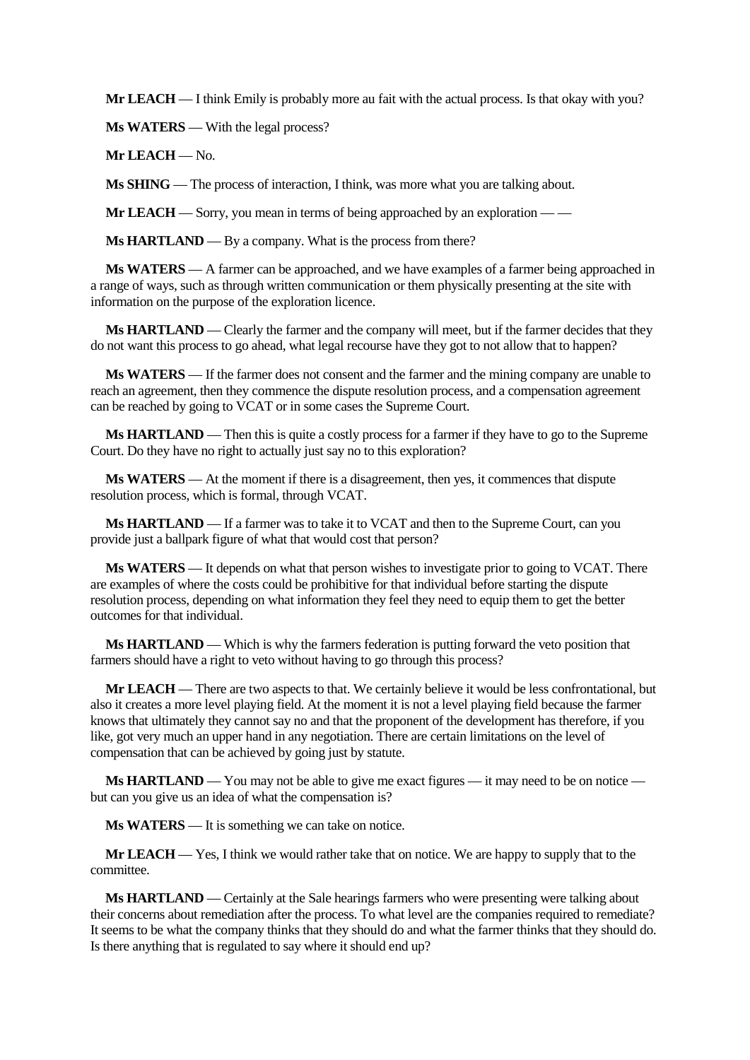**Mr LEACH** — I think Emily is probably more au fait with the actual process. Is that okay with you?

**Ms WATERS** — With the legal process?

**Mr LEACH** — No.

**Ms SHING** — The process of interaction, I think, was more what you are talking about.

**Mr LEACH** — Sorry, you mean in terms of being approached by an exploration — —

**Ms HARTLAND** — By a company. What is the process from there?

**Ms WATERS** — A farmer can be approached, and we have examples of a farmer being approached in a range of ways, such as through written communication or them physically presenting at the site with information on the purpose of the exploration licence.

**Ms HARTLAND** — Clearly the farmer and the company will meet, but if the farmer decides that they do not want this process to go ahead, what legal recourse have they got to not allow that to happen?

**Ms WATERS** — If the farmer does not consent and the farmer and the mining company are unable to reach an agreement, then they commence the dispute resolution process, and a compensation agreement can be reached by going to VCAT or in some cases the Supreme Court.

**Ms HARTLAND** — Then this is quite a costly process for a farmer if they have to go to the Supreme Court. Do they have no right to actually just say no to this exploration?

**Ms WATERS** — At the moment if there is a disagreement, then yes, it commences that dispute resolution process, which is formal, through VCAT.

**Ms HARTLAND** — If a farmer was to take it to VCAT and then to the Supreme Court, can you provide just a ballpark figure of what that would cost that person?

**Ms WATERS** — It depends on what that person wishes to investigate prior to going to VCAT. There are examples of where the costs could be prohibitive for that individual before starting the dispute resolution process, depending on what information they feel they need to equip them to get the better outcomes for that individual.

**Ms HARTLAND** — Which is why the farmers federation is putting forward the veto position that farmers should have a right to veto without having to go through this process?

**Mr LEACH** — There are two aspects to that. We certainly believe it would be less confrontational, but also it creates a more level playing field. At the moment it is not a level playing field because the farmer knows that ultimately they cannot say no and that the proponent of the development has therefore, if you like, got very much an upper hand in any negotiation. There are certain limitations on the level of compensation that can be achieved by going just by statute.

**Ms HARTLAND** — You may not be able to give me exact figures — it may need to be on notice — but can you give us an idea of what the compensation is?

**Ms WATERS** — It is something we can take on notice.

**Mr LEACH** — Yes, I think we would rather take that on notice. We are happy to supply that to the committee.

**Ms HARTLAND** — Certainly at the Sale hearings farmers who were presenting were talking about their concerns about remediation after the process. To what level are the companies required to remediate? It seems to be what the company thinks that they should do and what the farmer thinks that they should do. Is there anything that is regulated to say where it should end up?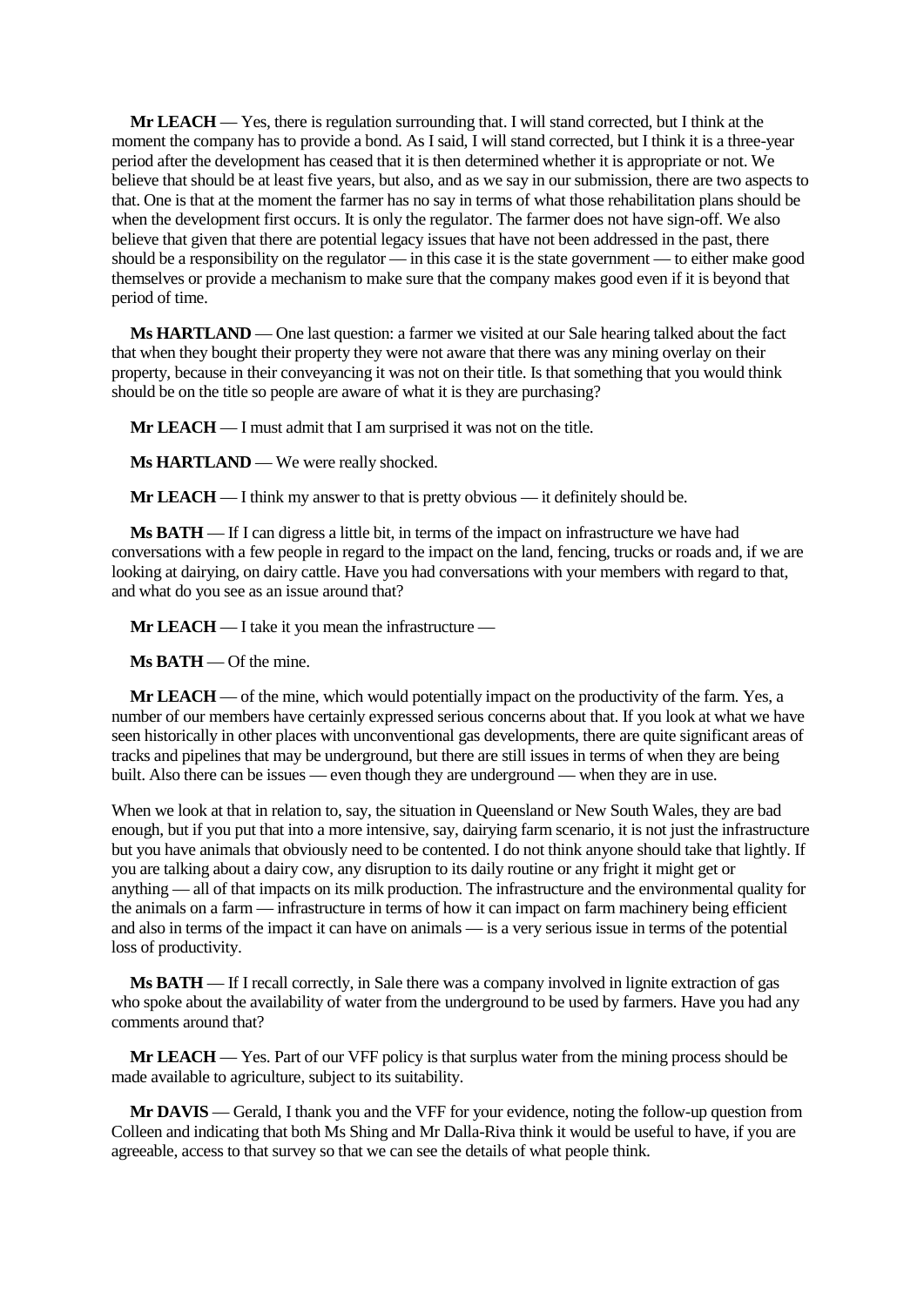**Mr LEACH** — Yes, there is regulation surrounding that. I will stand corrected, but I think at the moment the company has to provide a bond. As I said, I will stand corrected, but I think it is a three-year period after the development has ceased that it is then determined whether it is appropriate or not. We believe that should be at least five years, but also, and as we say in our submission, there are two aspects to that. One is that at the moment the farmer has no say in terms of what those rehabilitation plans should be when the development first occurs. It is only the regulator. The farmer does not have sign-off. We also believe that given that there are potential legacy issues that have not been addressed in the past, there should be a responsibility on the regulator — in this case it is the state government — to either make good themselves or provide a mechanism to make sure that the company makes good even if it is beyond that period of time.

**Ms HARTLAND** — One last question: a farmer we visited at our Sale hearing talked about the fact that when they bought their property they were not aware that there was any mining overlay on their property, because in their conveyancing it was not on their title. Is that something that you would think should be on the title so people are aware of what it is they are purchasing?

**Mr LEACH** — I must admit that I am surprised it was not on the title.

**Ms HARTLAND** — We were really shocked.

**Mr LEACH** — I think my answer to that is pretty obvious — it definitely should be.

**Ms BATH** — If I can digress a little bit, in terms of the impact on infrastructure we have had conversations with a few people in regard to the impact on the land, fencing, trucks or roads and, if we are looking at dairying, on dairy cattle. Have you had conversations with your members with regard to that, and what do you see as an issue around that?

**Mr LEACH** — I take it you mean the infrastructure —

**Ms BATH** — Of the mine.

**Mr LEACH** — of the mine, which would potentially impact on the productivity of the farm. Yes, a number of our members have certainly expressed serious concerns about that. If you look at what we have seen historically in other places with unconventional gas developments, there are quite significant areas of tracks and pipelines that may be underground, but there are still issues in terms of when they are being built. Also there can be issues — even though they are underground — when they are in use.

When we look at that in relation to, say, the situation in Queensland or New South Wales, they are bad enough, but if you put that into a more intensive, say, dairying farm scenario, it is not just the infrastructure but you have animals that obviously need to be contented. I do not think anyone should take that lightly. If you are talking about a dairy cow, any disruption to its daily routine or any fright it might get or anything — all of that impacts on its milk production. The infrastructure and the environmental quality for the animals on a farm — infrastructure in terms of how it can impact on farm machinery being efficient and also in terms of the impact it can have on animals — is a very serious issue in terms of the potential loss of productivity.

**Ms BATH** — If I recall correctly, in Sale there was a company involved in lignite extraction of gas who spoke about the availability of water from the underground to be used by farmers. Have you had any comments around that?

**Mr LEACH** — Yes. Part of our VFF policy is that surplus water from the mining process should be made available to agriculture, subject to its suitability.

**Mr DAVIS** — Gerald, I thank you and the VFF for your evidence, noting the follow-up question from Colleen and indicating that both Ms Shing and Mr Dalla-Riva think it would be useful to have, if you are agreeable, access to that survey so that we can see the details of what people think.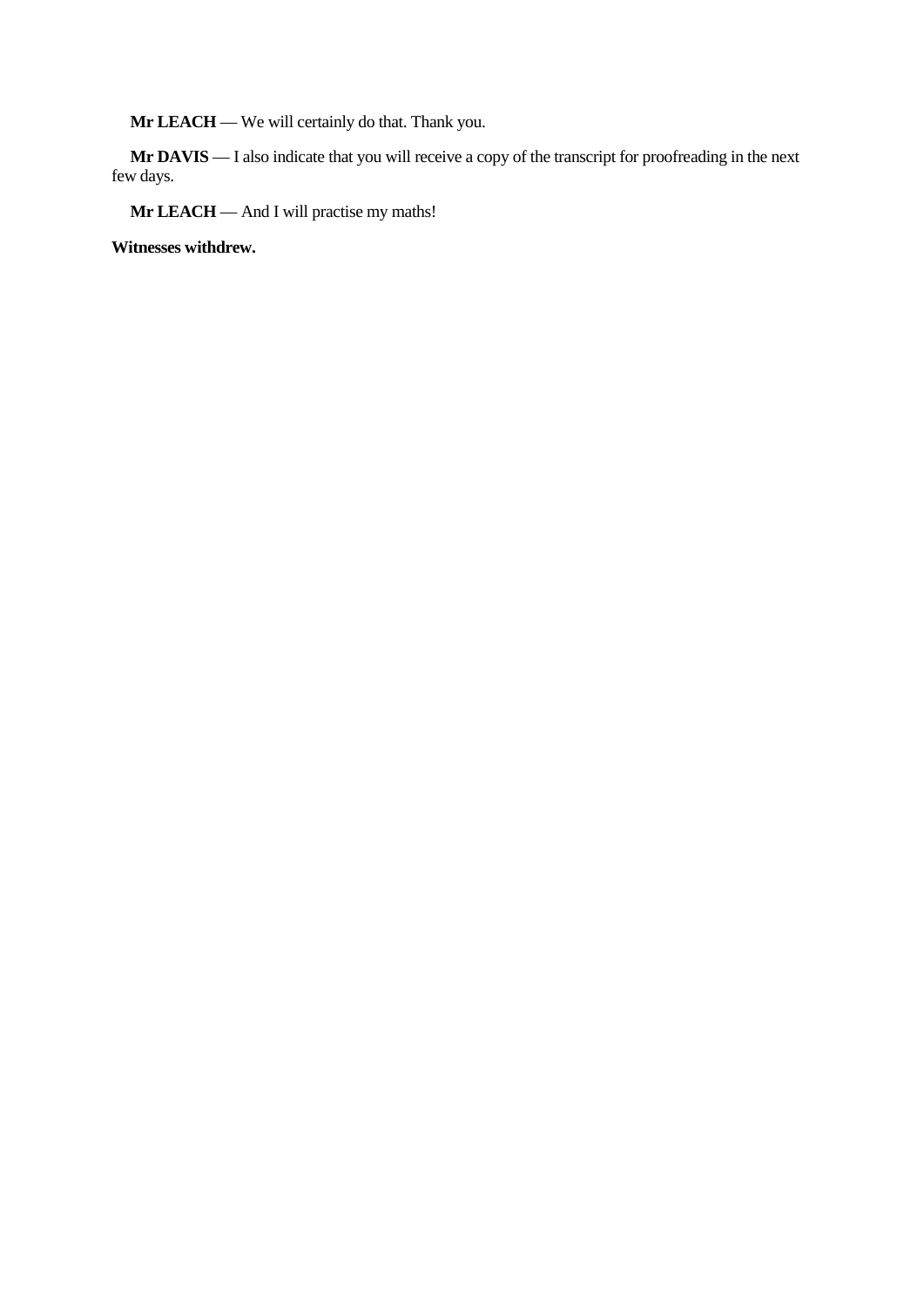**Mr LEACH** — We will certainly do that. Thank you.

**Mr DAVIS** — I also indicate that you will receive a copy of the transcript for proofreading in the next few days.

**Mr LEACH** — And I will practise my maths!

**Witnesses withdrew.**